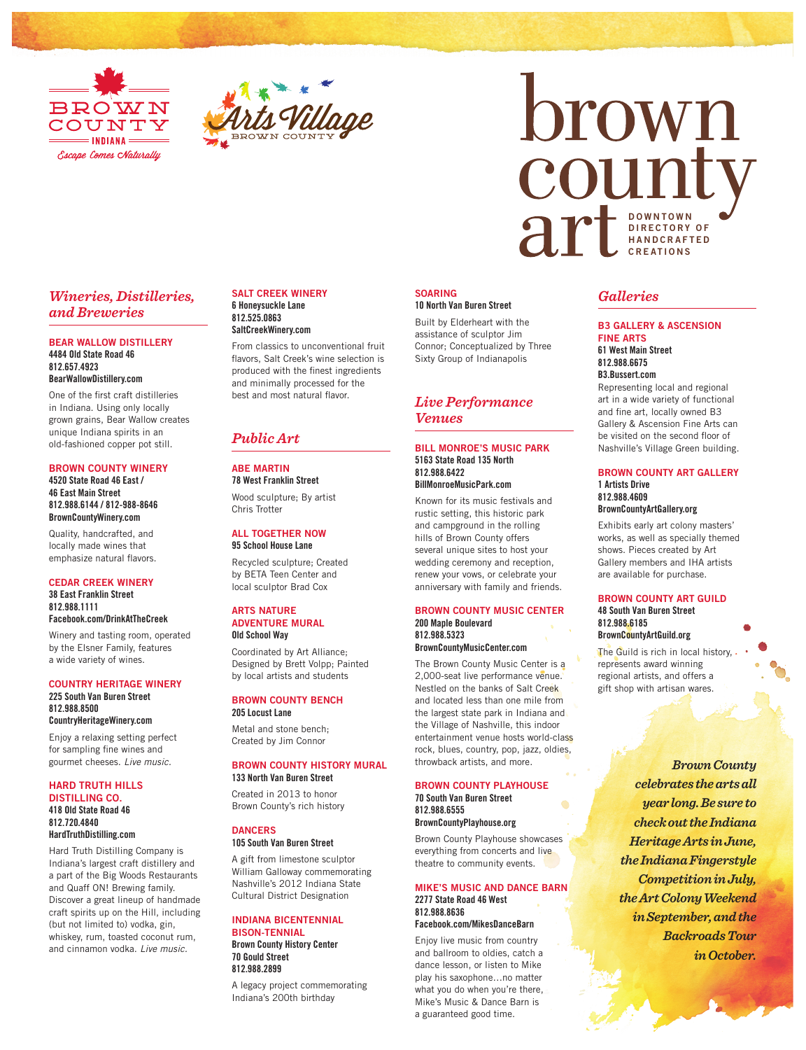BROWN COUNTY INDIANA

*Escape Comes Naturally*

Arts Village BROWN COUNTY

# brown county art

DOWNTOWN DIRECTORY OF HANDCRAFTED CREATIONS

## *Wineries, Distilleries, and Breweries*

### BEAR WALLOW DISTILLERY

**4484 Old State Road 46**
**812.657.4923**
**BearWallowDistillery.com**

One of the first craft distilleries in Indiana. Using only locally grown grains, Bear Wallow creates unique Indiana spirits in an old-fashioned copper pot still.

### BROWN COUNTY WINERY

**4520 State Road 46 East / 46 East Main Street**
**812.988.6144 / 812-988-8646**
**BrownCountyWinery.com**

Quality, handcrafted, and locally made wines that emphasize natural flavors.

### CEDAR CREEK WINERY

**38 East Franklin Street**
**812.988.1111**
**Facebook.com/DrinkAtTheCreek**

Winery and tasting room, operated by the Elsner Family, features a wide variety of wines.

### COUNTRY HERITAGE WINERY

**225 South Van Buren Street**
**812.988.8500**
**CountryHeritageWinery.com**

Enjoy a relaxing setting perfect for sampling fine wines and gourmet cheeses. *Live music.*

### HARD TRUTH HILLS DISTILLING CO.

**418 Old State Road 46**
**812.720.4840**
**HardTruthDistilling.com**

Hard Truth Distilling Company is Indiana's largest craft distillery and a part of the Big Woods Restaurants and Quaff ON! Brewing family. Discover a great lineup of handmade craft spirits up on the Hill, including (but not limited to) vodka, gin, whiskey, rum, toasted coconut rum, and cinnamon vodka. *Live music.*

### SALT CREEK WINERY

**6 Honeysuckle Lane**
**812.525.0863**
**SaltCreekWinery.com**

From classics to unconventional fruit flavors, Salt Creek's wine selection is produced with the finest ingredients and minimally processed for the best and most natural flavor.

## *Public Art*

### ABE MARTIN

**78 West Franklin Street**

Wood sculpture; By artist Chris Trotter

### ALL TOGETHER NOW

**95 School House Lane**

Recycled sculpture; Created by BETA Teen Center and local sculptor Brad Cox

### ARTS NATURE ADVENTURE MURAL

**Old School Way**

Coordinated by Art Alliance; Designed by Brett Volpp; Painted by local artists and students

### BROWN COUNTY BENCH

**205 Locust Lane**

Metal and stone bench; Created by Jim Connor

### BROWN COUNTY HISTORY MURAL

**133 North Van Buren Street**

Created in 2013 to honor Brown County's rich history

### DANCERS

**105 South Van Buren Street**

A gift from limestone sculptor William Galloway commemorating Nashville's 2012 Indiana State Cultural District Designation

### INDIANA BICENTENNIAL BISON-TENNIAL

**Brown County History Center**
**70 Gould Street**
**812.988.2899**

A legacy project commemorating Indiana's 200th birthday

### SOARING

**10 North Van Buren Street**

Built by Elderheart with the assistance of sculptor Jim Connor; Conceptualized by Three Sixty Group of Indianapolis

## *Live Performance Venues*

### BILL MONROE'S MUSIC PARK

**5163 State Road 135 North**
**812.988.6422**
**BillMonroeMusicPark.com**

Known for its music festivals and rustic setting, this historic park and campground in the rolling hills of Brown County offers several unique sites to host your wedding ceremony and reception, renew your vows, or celebrate your anniversary with family and friends.

### BROWN COUNTY MUSIC CENTER

**200 Maple Boulevard**
**812.988.5323**
**BrownCountyMusicCenter.com**

The Brown County Music Center is a 2,000-seat live performance venue. Nestled on the banks of Salt Creek and located less than one mile from the largest state park in Indiana and the Village of Nashville, this indoor entertainment venue hosts world-class rock, blues, country, pop, jazz, oldies, throwback artists, and more.

### BROWN COUNTY PLAYHOUSE

**70 South Van Buren Street**
**812.988.6555**
**BrownCountyPlayhouse.org**

Brown County Playhouse showcases everything from concerts and live theatre to community events.

### MIKE'S MUSIC AND DANCE BARN

**2277 State Road 46 West**
**812.988.8636**
**Facebook.com/MikesDanceBarn**

Enjoy live music from country and ballroom to oldies, catch a dance lesson, or listen to Mike play his saxophone…no matter what you do when you're there, Mike's Music & Dance Barn is a guaranteed good time.

## *Galleries*

### B3 GALLERY & ASCENSION FINE ARTS

**61 West Main Street**
**812.988.6675**
**B3.Bussert.com**

Representing local and regional art in a wide variety of functional and fine art, locally owned B3 Gallery & Ascension Fine Arts can be visited on the second floor of Nashville's Village Green building.

### BROWN COUNTY ART GALLERY

**1 Artists Drive**
**812.988.4609**
**BrownCountyArtGallery.org**

Exhibits early art colony masters' works, as well as specially themed shows. Pieces created by Art Gallery members and IHA artists are available for purchase.

### BROWN COUNTY ART GUILD

**48 South Van Buren Street**
**812.988.6185**
**BrownCountyArtGuild.org**

The Guild is rich in local history, represents award winning regional artists, and offers a gift shop with artisan wares.

***Brown County celebrates the arts all year long. Be sure to check out the Indiana Heritage Arts in June, the Indiana Fingerstyle Competition in July, the Art Colony Weekend in September, and the Backroads Tour in October.***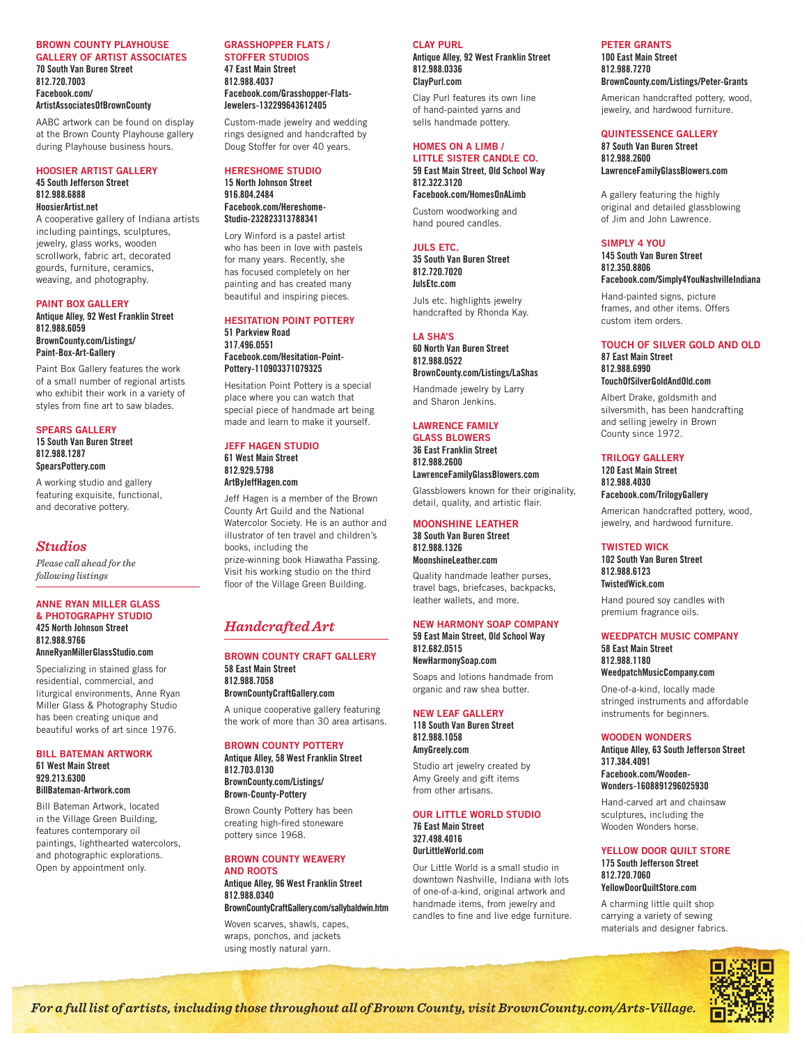### BROWN COUNTY PLAYHOUSE GALLERY OF ARTIST ASSOCIATES

**70 South Van Buren Street**
**812.720.7003**
**Facebook.com/ArtistAssociatesOfBrownCounty**

AABC artwork can be found on display at the Brown County Playhouse gallery during Playhouse business hours.

### HOOSIER ARTIST GALLERY

**45 South Jefferson Street**
**812.988.6888**
**HoosierArtist.net**

A cooperative gallery of Indiana artists including paintings, sculptures, jewelry, glass works, wooden scrollwork, fabric art, decorated gourds, furniture, ceramics, weaving, and photography.

### PAINT BOX GALLERY

**Antique Alley, 92 West Franklin Street**
**812.988.6059**
**BrownCounty.com/Listings/Paint-Box-Art-Gallery**

Paint Box Gallery features the work of a small number of regional artists who exhibit their work in a variety of styles from fine art to saw blades.

### SPEARS GALLERY

**15 South Van Buren Street**
**812.988.1287**
**SpearsPottery.com**

A working studio and gallery featuring exquisite, functional, and decorative pottery.

## *Studios*

*Please call ahead for the following listings*

### ANNE RYAN MILLER GLASS & PHOTOGRAPHY STUDIO

**425 North Johnson Street**
**812.988.9766**
**AnneRyanMillerGlassStudio.com**

Specializing in stained glass for residential, commercial, and liturgical environments, Anne Ryan Miller Glass & Photography Studio has been creating unique and beautiful works of art since 1976.

### BILL BATEMAN ARTWORK

**61 West Main Street**
**929.213.6300**
**BillBateman-Artwork.com**

Bill Bateman Artwork, located in the Village Green Building, features contemporary oil paintings, lighthearted watercolors, and photographic explorations. Open by appointment only.

### GRASSHOPPER FLATS / STOFFER STUDIOS

**47 East Main Street**
**812.988.4037**
**Facebook.com/Grasshopper-Flats-Jewelers-132299643612405**

Custom-made jewelry and wedding rings designed and handcrafted by Doug Stoffer for over 40 years.

### HERESHOME STUDIO

**15 North Johnson Street**
**916.804.2484**
**Facebook.com/Hereshome-Studio-232823313788341**

Lory Winford is a pastel artist who has been in love with pastels for many years. Recently, she has focused completely on her painting and has created many beautiful and inspiring pieces.

### HESITATION POINT POTTERY

**51 Parkview Road**
**317.496.0551**
**Facebook.com/Hesitation-Point-Pottery-110903371079325**

Hesitation Point Pottery is a special place where you can watch that special piece of handmade art being made and learn to make it yourself.

### JEFF HAGEN STUDIO

**61 West Main Street**
**812.929.5798**
**ArtByJeffHagen.com**

Jeff Hagen is a member of the Brown County Art Guild and the National Watercolor Society. He is an author and illustrator of ten travel and children's books, including the prize-winning book Hiawatha Passing. Visit his working studio on the third floor of the Village Green Building.

## *Handcrafted Art*

### BROWN COUNTY CRAFT GALLERY

**58 East Main Street**
**812.988.7058**
**BrownCountyCraftGallery.com**

A unique cooperative gallery featuring the work of more than 30 area artisans.

### BROWN COUNTY POTTERY

**Antique Alley, 58 West Franklin Street**
**812.703.0130**
**BrownCounty.com/Listings/Brown-County-Pottery**

Brown County Pottery has been creating high-fired stoneware pottery since 1968.

### BROWN COUNTY WEAVERY AND ROOTS

**Antique Alley, 96 West Franklin Street**
**812.988.0340**
**BrownCountyCraftGallery.com/sallybaldwin.htm**

Woven scarves, shawls, capes, wraps, ponchos, and jackets using mostly natural yarn.

### CLAY PURL

**Antique Alley, 92 West Franklin Street**
**812.988.0336**
**ClayPurl.com**

Clay Purl features its own line of hand-painted yarns and sells handmade pottery.

### HOMES ON A LIMB / LITTLE SISTER CANDLE CO.

**59 East Main Street, Old School Way**
**812.322.3120**
**Facebook.com/HomesOnALimb**

Custom woodworking and hand poured candles.

### JULS ETC.

**35 South Van Buren Street**
**812.720.7020**
**JulsEtc.com**

Juls etc. highlights jewelry handcrafted by Rhonda Kay.

### LA SHA'S

**60 North Van Buren Street**
**812.988.0522**
**BrownCounty.com/Listings/LaShas**

Handmade jewelry by Larry and Sharon Jenkins.

### LAWRENCE FAMILY GLASS BLOWERS

**36 East Franklin Street**
**812.988.2600**
**LawrenceFamilyGlassBlowers.com**

Glassblowers known for their originality, detail, quality, and artistic flair.

### MOONSHINE LEATHER

**38 South Van Buren Street**
**812.988.1326**
**MoonshineLeather.com**

Quality handmade leather purses, travel bags, briefcases, backpacks, leather wallets, and more.

### NEW HARMONY SOAP COMPANY

**59 East Main Street, Old School Way**
**812.682.0515**
**NewHarmonySoap.com**

Soaps and lotions handmade from organic and raw shea butter.

### NEW LEAF GALLERY

**118 South Van Buren Street**
**812.988.1058**
**AmyGreely.com**

Studio art jewelry created by Amy Greely and gift items from other artisans.

### OUR LITTLE WORLD STUDIO

**76 East Main Street**
**327.498.4016**
**OurLittleWorld.com**

Our Little World is a small studio in downtown Nashville, Indiana with lots of one-of-a-kind, original artwork and handmade items, from jewelry and candles to fine and live edge furniture.

### PETER GRANTS

**100 East Main Street**
**812.988.7270**
**BrownCounty.com/Listings/Peter-Grants**

American handcrafted pottery, wood, jewelry, and hardwood furniture.

### QUINTESSENCE GALLERY

**87 South Van Buren Street**
**812.988.2600**
**LawrenceFamilyGlassBlowers.com**

A gallery featuring the highly original and detailed glassblowing of Jim and John Lawrence.

### SIMPLY 4 YOU

**145 South Van Buren Street**
**812.350.8806**
**Facebook.com/Simply4YouNashvilleIndiana**

Hand-painted signs, picture frames, and other items. Offers custom item orders.

### TOUCH OF SILVER GOLD AND OLD

**87 East Main Street**
**812.988.6990**
**TouchOfSilverGoldAndOld.com**

Albert Drake, goldsmith and silversmith, has been handcrafting and selling jewelry in Brown County since 1972.

### TRILOGY GALLERY

**120 East Main Street**
**812.988.4030**
**Facebook.com/TrilogyGallery**

American handcrafted pottery, wood, jewelry, and hardwood furniture.

### TWISTED WICK

**102 South Van Buren Street**
**812.988.6123**
**TwistedWick.com**

Hand poured soy candles with premium fragrance oils.

### WEEDPATCH MUSIC COMPANY

**58 East Main Street**
**812.988.1180**
**WeedpatchMusicCompany.com**

One-of-a-kind, locally made stringed instruments and affordable instruments for beginners.

### WOODEN WONDERS

**Antique Alley, 63 South Jefferson Street**
**317.384.4091**
**Facebook.com/Wooden-Wonders-1608891296025930**

Hand-carved art and chainsaw sculptures, including the Wooden Wonders horse.

### YELLOW DOOR QUILT STORE

**175 South Jefferson Street**
**812.720.7060**
**YellowDoorQuiltStore.com**

A charming little quilt shop carrying a variety of sewing materials and designer fabrics.

*For a full list of artists, including those throughout all of Brown County, visit BrownCounty.com/Arts-Village.*